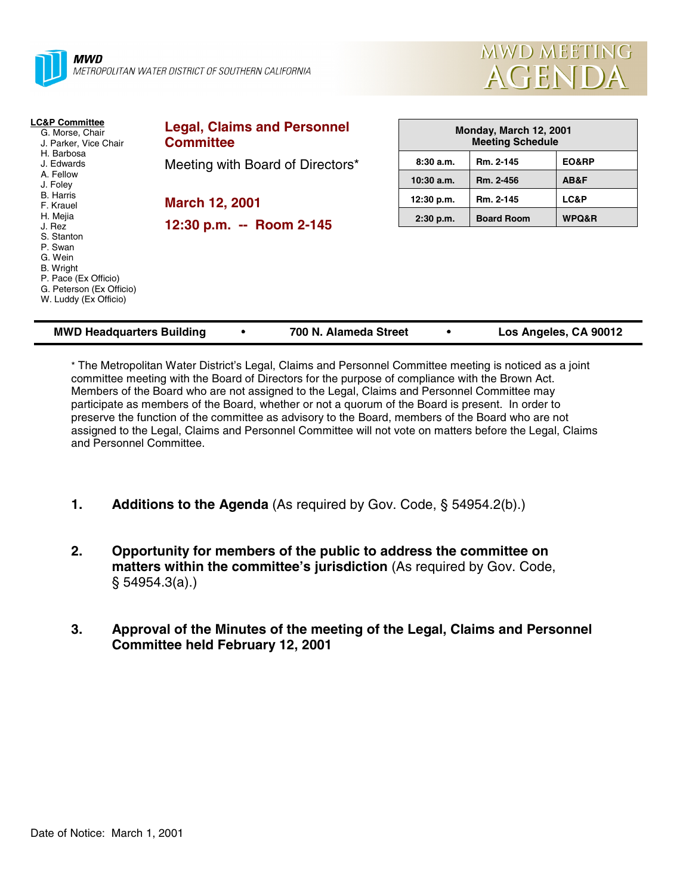**MWD**
*METROPOLITAN WATER DISTRICT OF SOUTHERN CALIFORNIA*

# MWD MEETING AGENDA

**LC&P Committee**
- G. Morse, Chair
- J. Parker, Vice Chair
- H. Barbosa
- J. Edwards
- A. Fellow
- J. Foley
- B. Harris
- F. Krauel
- H. Mejia
- J. Rez
- S. Stanton
- P. Swan
- G. Wein
- B. Wright
- P. Pace (Ex Officio)
- G. Peterson (Ex Officio)
- W. Luddy (Ex Officio)

## Legal, Claims and Personnel Committee

Meeting with Board of Directors*

**March 12, 2001**

**12:30 p.m. -- Room 2-145**

| Monday, March 12, 2001 Meeting Schedule | | |
|---|---|---|
| 8:30 a.m. | Rm. 2-145 | EO&RP |
| 10:30 a.m. | Rm. 2-456 | AB&F |
| 12:30 p.m. | Rm. 2-145 | LC&P |
| 2:30 p.m. | Board Room | WPQ&R |

**MWD Headquarters Building • 700 N. Alameda Street • Los Angeles, CA 90012**

* The Metropolitan Water District's Legal, Claims and Personnel Committee meeting is noticed as a joint committee meeting with the Board of Directors for the purpose of compliance with the Brown Act. Members of the Board who are not assigned to the Legal, Claims and Personnel Committee may participate as members of the Board, whether or not a quorum of the Board is present. In order to preserve the function of the committee as advisory to the Board, members of the Board who are not assigned to the Legal, Claims and Personnel Committee will not vote on matters before the Legal, Claims and Personnel Committee.

1. **Additions to the Agenda** (As required by Gov. Code, § 54954.2(b).)

2. **Opportunity for members of the public to address the committee on matters within the committee's jurisdiction** (As required by Gov. Code, § 54954.3(a).)

3. **Approval of the Minutes of the meeting of the Legal, Claims and Personnel Committee held February 12, 2001**

Date of Notice: March 1, 2001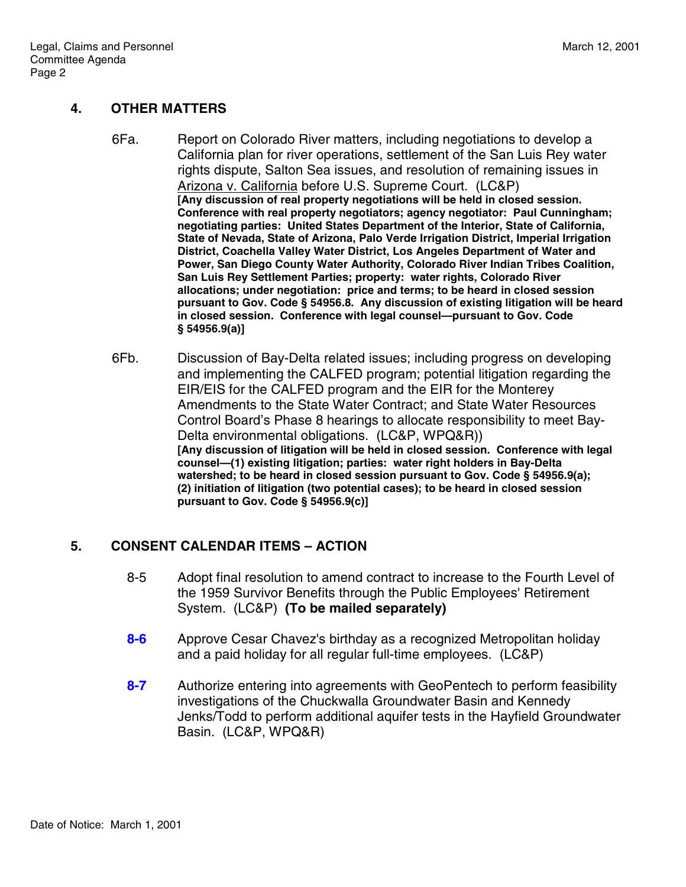## 4. OTHER MATTERS

6Fa. Report on Colorado River matters, including negotiations to develop a California plan for river operations, settlement of the San Luis Rey water rights dispute, Salton Sea issues, and resolution of remaining issues in Arizona v. California before U.S. Supreme Court. (LC&P)
**[Any discussion of real property negotiations will be held in closed session. Conference with real property negotiators; agency negotiator: Paul Cunningham; negotiating parties: United States Department of the Interior, State of California, State of Nevada, State of Arizona, Palo Verde Irrigation District, Imperial Irrigation District, Coachella Valley Water District, Los Angeles Department of Water and Power, San Diego County Water Authority, Colorado River Indian Tribes Coalition, San Luis Rey Settlement Parties; property: water rights, Colorado River allocations; under negotiation: price and terms; to be heard in closed session pursuant to Gov. Code § 54956.8. Any discussion of existing litigation will be heard in closed session. Conference with legal counsel—pursuant to Gov. Code § 54956.9(a)]**

6Fb. Discussion of Bay-Delta related issues; including progress on developing and implementing the CALFED program; potential litigation regarding the EIR/EIS for the CALFED program and the EIR for the Monterey Amendments to the State Water Contract; and State Water Resources Control Board's Phase 8 hearings to allocate responsibility to meet Bay-Delta environmental obligations. (LC&P, WPQ&R))
**[Any discussion of litigation will be held in closed session. Conference with legal counsel—(1) existing litigation; parties: water right holders in Bay-Delta watershed; to be heard in closed session pursuant to Gov. Code § 54956.9(a); (2) initiation of litigation (two potential cases); to be heard in closed session pursuant to Gov. Code § 54956.9(c)]**

## 5. CONSENT CALENDAR ITEMS – ACTION

8-5 Adopt final resolution to amend contract to increase to the Fourth Level of the 1959 Survivor Benefits through the Public Employees' Retirement System. (LC&P) **(To be mailed separately)**

**8-6** Approve Cesar Chavez's birthday as a recognized Metropolitan holiday and a paid holiday for all regular full-time employees. (LC&P)

**8-7** Authorize entering into agreements with GeoPentech to perform feasibility investigations of the Chuckwalla Groundwater Basin and Kennedy Jenks/Todd to perform additional aquifer tests in the Hayfield Groundwater Basin. (LC&P, WPQ&R)

Date of Notice: March 1, 2001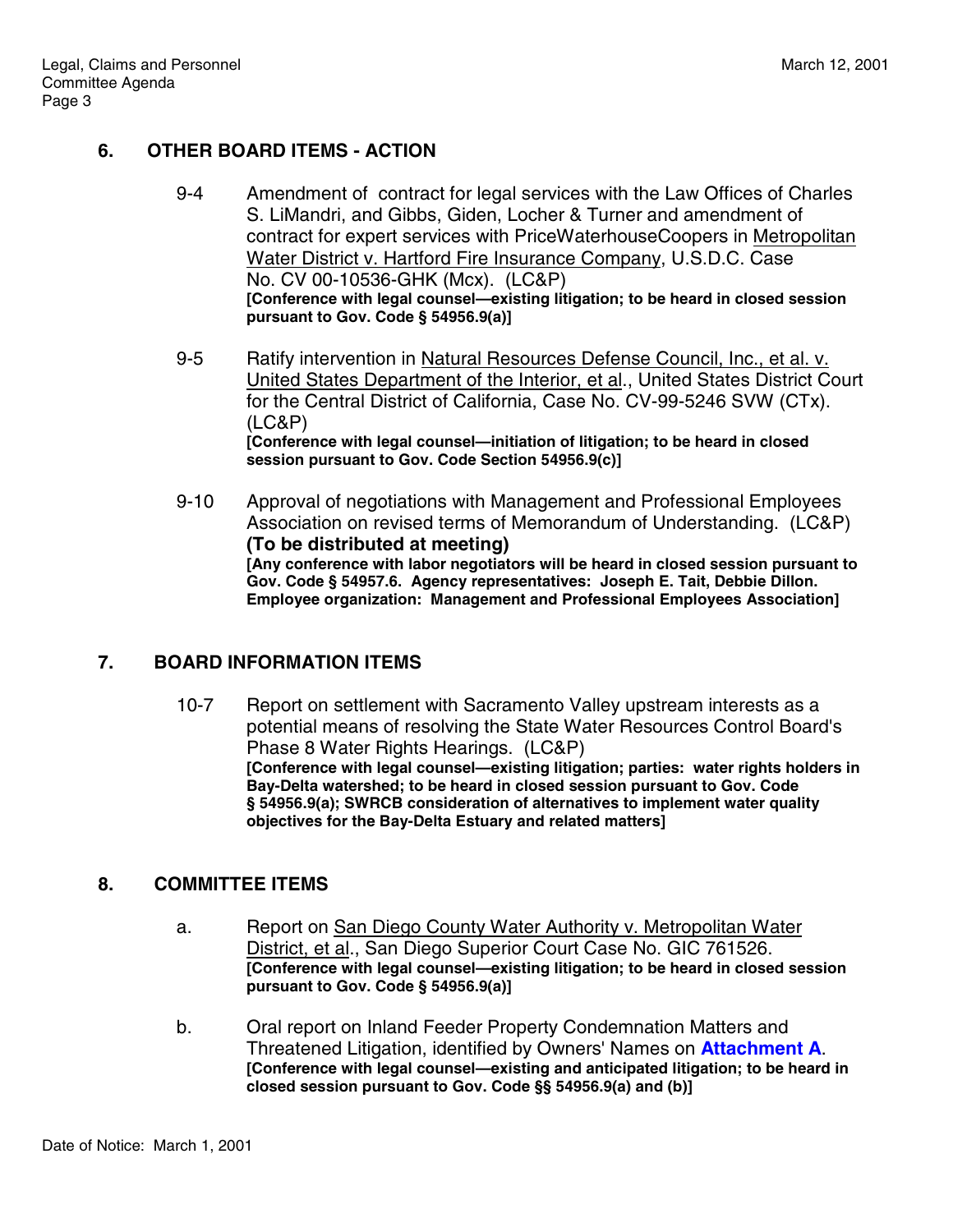## 6. OTHER BOARD ITEMS - ACTION

9-4 Amendment of contract for legal services with the Law Offices of Charles S. LiMandri, and Gibbs, Giden, Locher & Turner and amendment of contract for expert services with PriceWaterhouseCoopers in Metropolitan Water District v. Hartford Fire Insurance Company, U.S.D.C. Case No. CV 00-10536-GHK (Mcx). (LC&P)
**[Conference with legal counsel—existing litigation; to be heard in closed session pursuant to Gov. Code § 54956.9(a)]**

9-5 Ratify intervention in Natural Resources Defense Council, Inc., et al. v. United States Department of the Interior, et al., United States District Court for the Central District of California, Case No. CV-99-5246 SVW (CTx). (LC&P)
**[Conference with legal counsel—initiation of litigation; to be heard in closed session pursuant to Gov. Code Section 54956.9(c)]**

9-10 Approval of negotiations with Management and Professional Employees Association on revised terms of Memorandum of Understanding. (LC&P)
**(To be distributed at meeting)**
**[Any conference with labor negotiators will be heard in closed session pursuant to Gov. Code § 54957.6. Agency representatives: Joseph E. Tait, Debbie Dillon. Employee organization: Management and Professional Employees Association]**

## 7. BOARD INFORMATION ITEMS

10-7 Report on settlement with Sacramento Valley upstream interests as a potential means of resolving the State Water Resources Control Board's Phase 8 Water Rights Hearings. (LC&P)
**[Conference with legal counsel—existing litigation; parties: water rights holders in Bay-Delta watershed; to be heard in closed session pursuant to Gov. Code § 54956.9(a); SWRCB consideration of alternatives to implement water quality objectives for the Bay-Delta Estuary and related matters]**

## 8. COMMITTEE ITEMS

a. Report on San Diego County Water Authority v. Metropolitan Water District, et al., San Diego Superior Court Case No. GIC 761526.
**[Conference with legal counsel—existing litigation; to be heard in closed session pursuant to Gov. Code § 54956.9(a)]**

b. Oral report on Inland Feeder Property Condemnation Matters and Threatened Litigation, identified by Owners' Names on **Attachment A**.
**[Conference with legal counsel—existing and anticipated litigation; to be heard in closed session pursuant to Gov. Code §§ 54956.9(a) and (b)]**

Date of Notice: March 1, 2001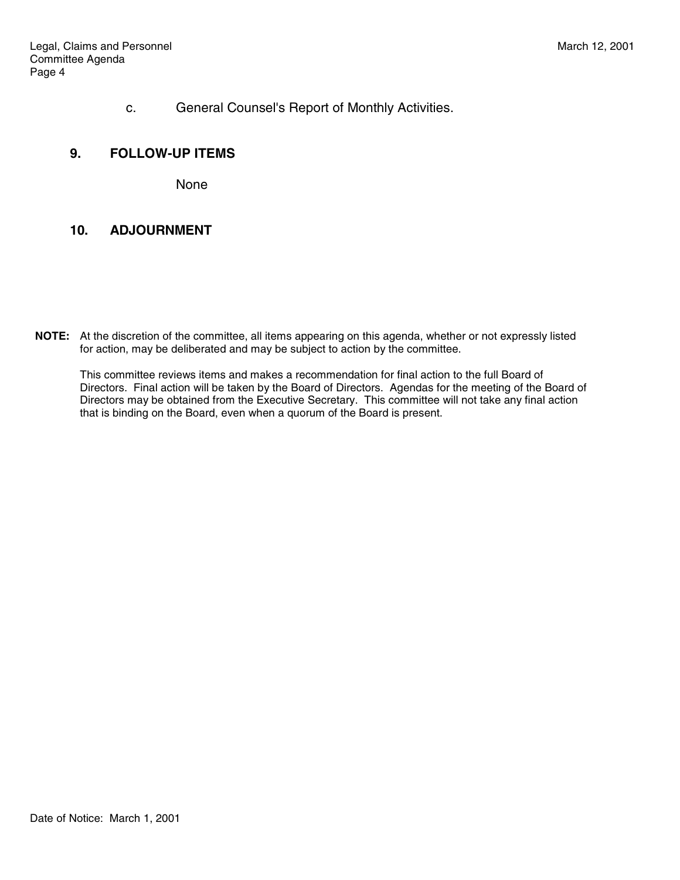c. General Counsel's Report of Monthly Activities.

## 9. FOLLOW-UP ITEMS

None

## 10. ADJOURNMENT

**NOTE:** At the discretion of the committee, all items appearing on this agenda, whether or not expressly listed for action, may be deliberated and may be subject to action by the committee.

This committee reviews items and makes a recommendation for final action to the full Board of Directors. Final action will be taken by the Board of Directors. Agendas for the meeting of the Board of Directors may be obtained from the Executive Secretary. This committee will not take any final action that is binding on the Board, even when a quorum of the Board is present.

Date of Notice: March 1, 2001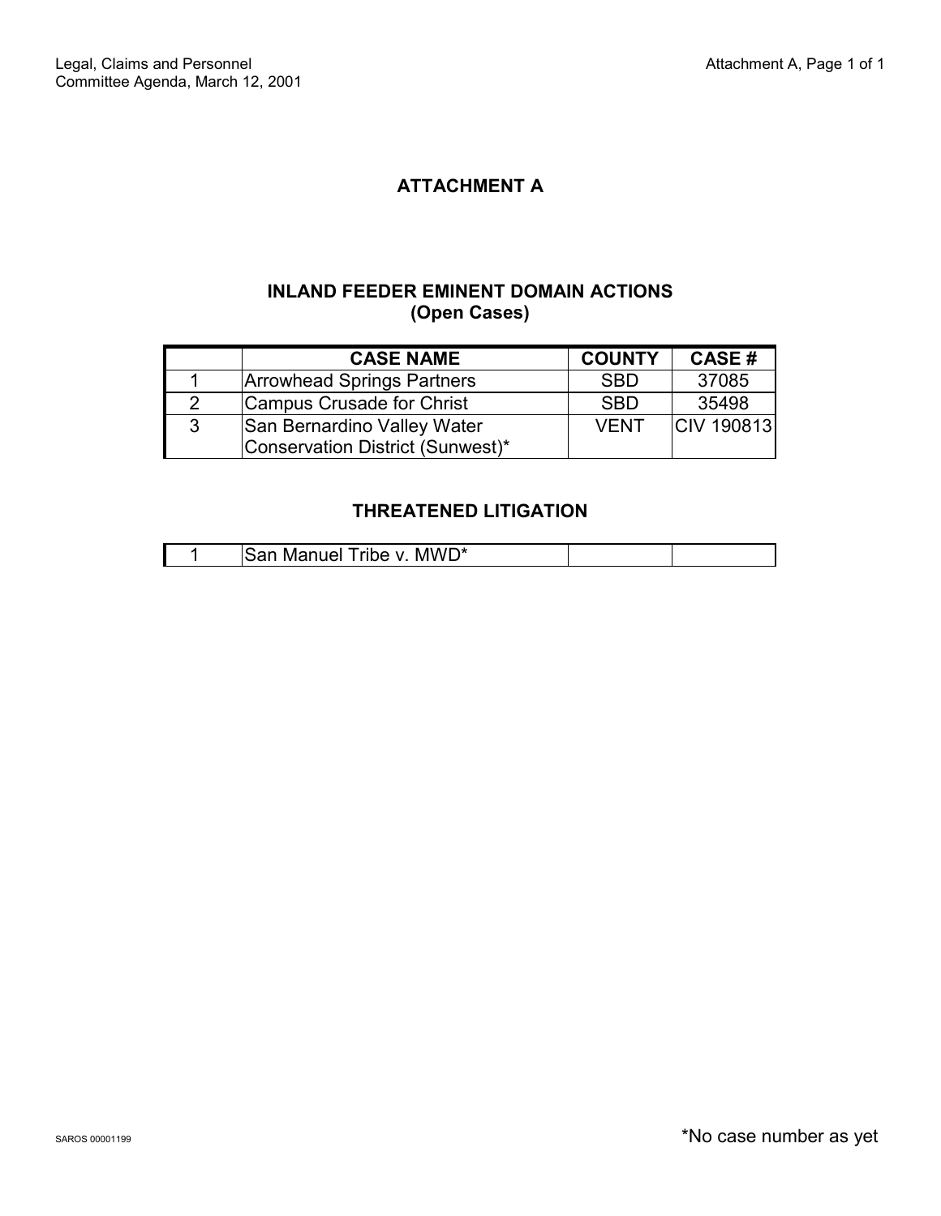# ATTACHMENT A

## INLAND FEEDER EMINENT DOMAIN ACTIONS
## (Open Cases)

| | CASE NAME | COUNTY | CASE # |
|---|---|---|---|
| 1 | Arrowhead Springs Partners | SBD | 37085 |
| 2 | Campus Crusade for Christ | SBD | 35498 |
| 3 | San Bernardino Valley Water Conservation District (Sunwest)* | VENT | CIV 190813 |

## THREATENED LITIGATION

| | | | |
|---|---|---|---|
| 1 | San Manuel Tribe v. MWD* | | |

SAROS 00001199

*No case number as yet